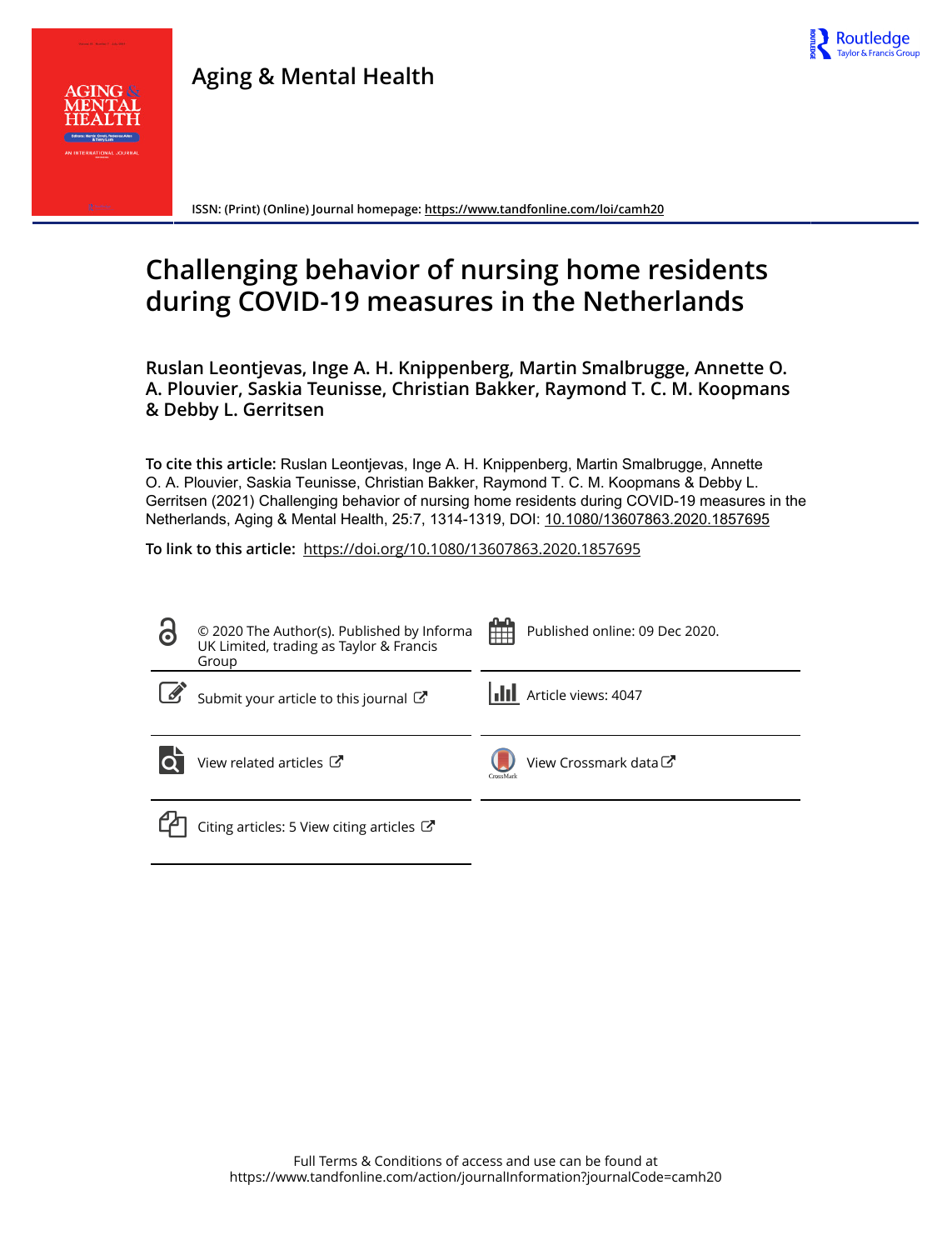Aging & Mental Health

ISSN: (Print) (Online) Journal homepage: https://www.tandfonline.com/loi/camh20

# Challenging behavior of nursing home residents during COVID-19 measures in the Netherlands

**Ruslan Leontjevas, Inge A. H. Knippenberg, Martin Smalbrugge, Annette O. A. Plouvier, Saskia Teunisse, Christian Bakker, Raymond T. C. M. Koopmans & Debby L. Gerritsen**

**To cite this article:** Ruslan Leontjevas, Inge A. H. Knippenberg, Martin Smalbrugge, Annette O. A. Plouvier, Saskia Teunisse, Christian Bakker, Raymond T. C. M. Koopmans & Debby L. Gerritsen (2021) Challenging behavior of nursing home residents during COVID-19 measures in the Netherlands, Aging & Mental Health, 25:7, 1314-1319, DOI: 10.1080/13607863.2020.1857695

**To link to this article:** https://doi.org/10.1080/13607863.2020.1857695

© 2020 The Author(s). Published by Informa UK Limited, trading as Taylor & Francis Group

Published online: 09 Dec 2020.

Submit your article to this journal

Article views: 4047

View related articles

View Crossmark data

Citing articles: 5 View citing articles

Full Terms & Conditions of access and use can be found at https://www.tandfonline.com/action/journalInformation?journalCode=camh20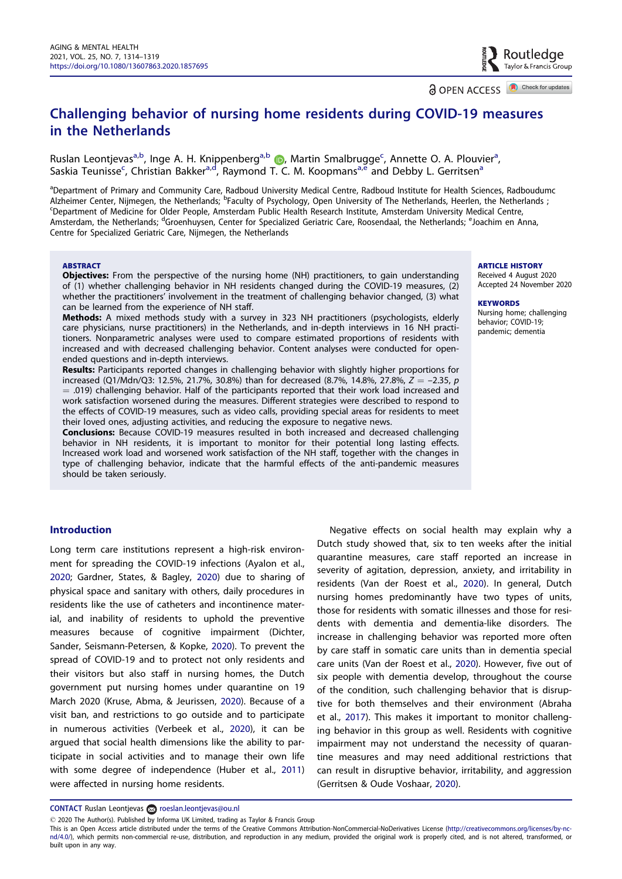# Challenging behavior of nursing home residents during COVID-19 measures in the Netherlands

Ruslan Leontjevas[a,b], Inge A. H. Knippenberg[a,b], Martin Smalbrugge[c], Annette O. A. Plouvier[a], Saskia Teunisse[c], Christian Bakker[a,d], Raymond T. C. M. Koopmans[a,e] and Debby L. Gerritsen[a]

[a]Department of Primary and Community Care, Radboud University Medical Centre, Radboud Institute for Health Sciences, Radboudumc Alzheimer Center, Nijmegen, the Netherlands; [b]Faculty of Psychology, Open University of The Netherlands, Heerlen, the Netherlands ; [c]Department of Medicine for Older People, Amsterdam Public Health Research Institute, Amsterdam University Medical Centre, Amsterdam, the Netherlands; [d]Groenhuysen, Center for Specialized Geriatric Care, Roosendaal, the Netherlands; [e]Joachim en Anna, Centre for Specialized Geriatric Care, Nijmegen, the Netherlands

**ABSTRACT**

**Objectives:** From the perspective of the nursing home (NH) practitioners, to gain understanding of (1) whether challenging behavior in NH residents changed during the COVID-19 measures, (2) whether the practitioners' involvement in the treatment of challenging behavior changed, (3) what can be learned from the experience of NH staff.

**Methods:** A mixed methods study with a survey in 323 NH practitioners (psychologists, elderly care physicians, nurse practitioners) in the Netherlands, and in-depth interviews in 16 NH practitioners. Nonparametric analyses were used to compare estimated proportions of residents with increased and with decreased challenging behavior. Content analyses were conducted for open-ended questions and in-depth interviews.

**Results:** Participants reported changes in challenging behavior with slightly higher proportions for increased (Q1/Mdn/Q3: 12.5%, 21.7%, 30.8%) than for decreased (8.7%, 14.8%, 27.8%, $Z = -2.35$, $p = .019$) challenging behavior. Half of the participants reported that their work load increased and work satisfaction worsened during the measures. Different strategies were described to respond to the effects of COVID-19 measures, such as video calls, providing special areas for residents to meet their loved ones, adjusting activities, and reducing the exposure to negative news.

**Conclusions:** Because COVID-19 measures resulted in both increased and decreased challenging behavior in NH residents, it is important to monitor for their potential long lasting effects. Increased work load and worsened work satisfaction of the NH staff, together with the changes in type of challenging behavior, indicate that the harmful effects of the anti-pandemic measures should be taken seriously.

**ARTICLE HISTORY**
Received 4 August 2020
Accepted 24 November 2020

**KEYWORDS**
Nursing home; challenging behavior; COVID-19; pandemic; dementia

## Introduction

Long term care institutions represent a high-risk environment for spreading the COVID-19 infections (Ayalon et al., 2020; Gardner, States, & Bagley, 2020) due to sharing of physical space and sanitary with others, daily procedures in residents like the use of catheters and incontinence material, and inability of residents to uphold the preventive measures because of cognitive impairment (Dichter, Sander, Seismann-Petersen, & Kopke, 2020). To prevent the spread of COVID-19 and to protect not only residents and their visitors but also staff in nursing homes, the Dutch government put nursing homes under quarantine on 19 March 2020 (Kruse, Abma, & Jeurissen, 2020). Because of a visit ban, and restrictions to go outside and to participate in numerous activities (Verbeek et al., 2020), it can be argued that social health dimensions like the ability to participate in social activities and to manage their own life with some degree of independence (Huber et al., 2011) were affected in nursing home residents.

Negative effects on social health may explain why a Dutch study showed that, six to ten weeks after the initial quarantine measures, care staff reported an increase in severity of agitation, depression, anxiety, and irritability in residents (Van der Roest et al., 2020). In general, Dutch nursing homes predominantly have two types of units, those for residents with somatic illnesses and those for residents with dementia and dementia-like disorders. The increase in challenging behavior was reported more often by care staff in somatic care units than in dementia special care units (Van der Roest et al., 2020). However, five out of six people with dementia develop, throughout the course of the condition, such challenging behavior that is disruptive for both themselves and their environment (Abraha et al., 2017). This makes it important to monitor challenging behavior in this group as well. Residents with cognitive impairment may not understand the necessity of quarantine measures and may need additional restrictions that can result in disruptive behavior, irritability, and aggression (Gerritsen & Oude Voshaar, 2020).

**CONTACT** Ruslan Leontjevas roeslan.leontjevas@ou.nl

© 2020 The Author(s). Published by Informa UK Limited, trading as Taylor & Francis Group
This is an Open Access article distributed under the terms of the Creative Commons Attribution-NonCommercial-NoDerivatives License (http://creativecommons.org/licenses/by-nc-nd/4.0/), which permits non-commercial re-use, distribution, and reproduction in any medium, provided the original work is properly cited, and is not altered, transformed, or built upon in any way.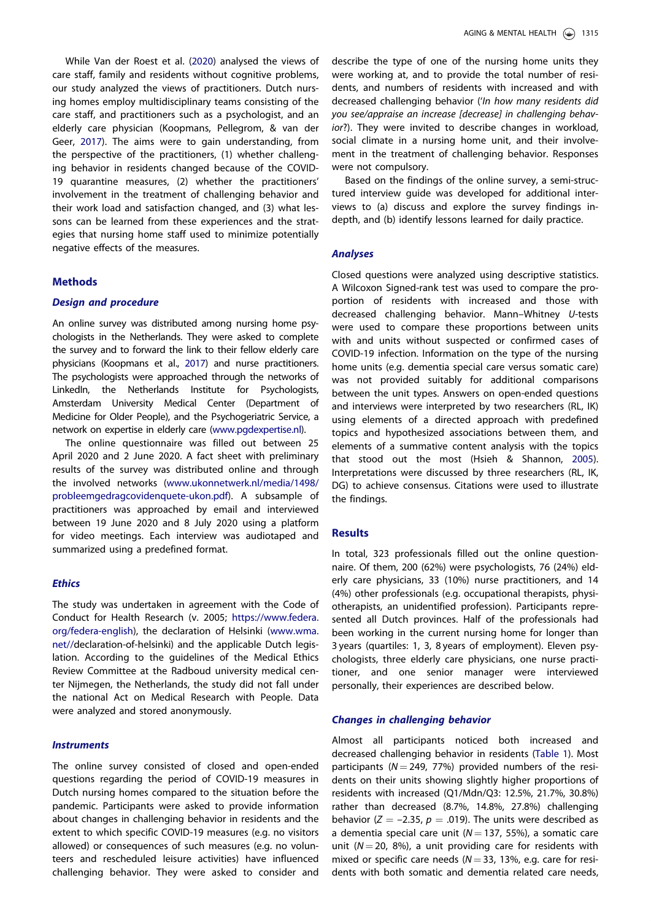While Van der Roest et al. (2020) analysed the views of care staff, family and residents without cognitive problems, our study analyzed the views of practitioners. Dutch nursing homes employ multidisciplinary teams consisting of the care staff, and practitioners such as a psychologist, and an elderly care physician (Koopmans, Pellegrom, & van der Geer, 2017). The aims were to gain understanding, from the perspective of the practitioners, (1) whether challenging behavior in residents changed because of the COVID-19 quarantine measures, (2) whether the practitioners' involvement in the treatment of challenging behavior and their work load and satisfaction changed, and (3) what lessons can be learned from these experiences and the strategies that nursing home staff used to minimize potentially negative effects of the measures.

## Methods

### Design and procedure

An online survey was distributed among nursing home psychologists in the Netherlands. They were asked to complete the survey and to forward the link to their fellow elderly care physicians (Koopmans et al., 2017) and nurse practitioners. The psychologists were approached through the networks of LinkedIn, the Netherlands Institute for Psychologists, Amsterdam University Medical Center (Department of Medicine for Older People), and the Psychogeriatric Service, a network on expertise in elderly care (www.pgdexpertise.nl).

The online questionnaire was filled out between 25 April 2020 and 2 June 2020. A fact sheet with preliminary results of the survey was distributed online and through the involved networks (www.ukonnetwerk.nl/media/1498/probleemgedragcovidenquete-ukon.pdf). A subsample of practitioners was approached by email and interviewed between 19 June 2020 and 8 July 2020 using a platform for video meetings. Each interview was audiotaped and summarized using a predefined format.

### Ethics

The study was undertaken in agreement with the Code of Conduct for Health Research (v. 2005; https://www.federa.org/federa-english), the declaration of Helsinki (www.wma.net//declaration-of-helsinki) and the applicable Dutch legislation. According to the guidelines of the Medical Ethics Review Committee at the Radboud university medical center Nijmegen, the Netherlands, the study did not fall under the national Act on Medical Research with People. Data were analyzed and stored anonymously.

### Instruments

The online survey consisted of closed and open-ended questions regarding the period of COVID-19 measures in Dutch nursing homes compared to the situation before the pandemic. Participants were asked to provide information about changes in challenging behavior in residents and the extent to which specific COVID-19 measures (e.g. no visitors allowed) or consequences of such measures (e.g. no volunteers and rescheduled leisure activities) have influenced challenging behavior. They were asked to consider and describe the type of one of the nursing home units they were working at, and to provide the total number of residents, and numbers of residents with increased and with decreased challenging behavior (*'In how many residents did you see/appraise an increase [decrease] in challenging behavior?*). They were invited to describe changes in workload, social climate in a nursing home unit, and their involvement in the treatment of challenging behavior. Responses were not compulsory.

Based on the findings of the online survey, a semi-structured interview guide was developed for additional interviews to (a) discuss and explore the survey findings in-depth, and (b) identify lessons learned for daily practice.

### Analyses

Closed questions were analyzed using descriptive statistics. A Wilcoxon Signed-rank test was used to compare the proportion of residents with increased and those with decreased challenging behavior. Mann–Whitney *U*-tests were used to compare these proportions between units with and units without suspected or confirmed cases of COVID-19 infection. Information on the type of the nursing home units (e.g. dementia special care versus somatic care) was not provided suitably for additional comparisons between the unit types. Answers on open-ended questions and interviews were interpreted by two researchers (RL, IK) using elements of a directed approach with predefined topics and hypothesized associations between them, and elements of a summative content analysis with the topics that stood out the most (Hsieh & Shannon, 2005). Interpretations were discussed by three researchers (RL, IK, DG) to achieve consensus. Citations were used to illustrate the findings.

## Results

In total, 323 professionals filled out the online questionnaire. Of them, 200 (62%) were psychologists, 76 (24%) elderly care physicians, 33 (10%) nurse practitioners, and 14 (4%) other professionals (e.g. occupational therapists, physiotherapists, an unidentified profession). Participants represented all Dutch provinces. Half of the professionals had been working in the current nursing home for longer than 3 years (quartiles: 1, 3, 8 years of employment). Eleven psychologists, three elderly care physicians, one nurse practitioner, and one senior manager were interviewed personally, their experiences are described below.

### Changes in challenging behavior

Almost all participants noticed both increased and decreased challenging behavior in residents (Table 1). Most participants ($N = 249$, 77%) provided numbers of the residents on their units showing slightly higher proportions of residents with increased (Q1/Mdn/Q3: 12.5%, 21.7%, 30.8%) rather than decreased (8.7%, 14.8%, 27.8%) challenging behavior ($Z = -2.35$, $p = .019$). The units were described as a dementia special care unit ($N = 137$, 55%), a somatic care unit ($N = 20$, 8%), a unit providing care for residents with mixed or specific care needs ($N = 33$, 13%, e.g. care for residents with both somatic and dementia related care needs,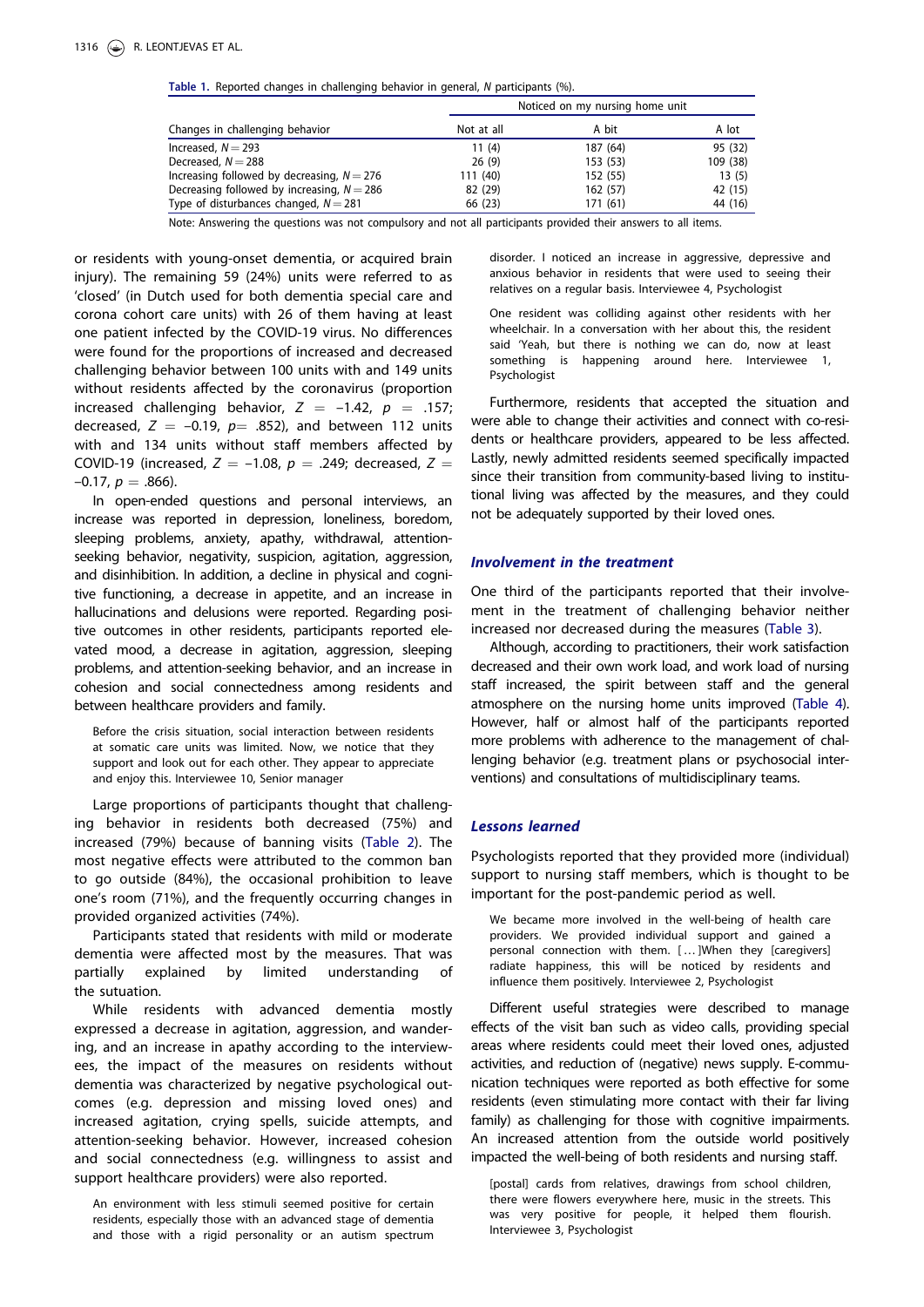Table 1. Reported changes in challenging behavior in general, N participants (%).

| Changes in challenging behavior | Noticed on my nursing home unit | | |
|---|---|---|---|
| | Not at all | A bit | A lot |
| Increased, $N = 293$ | 11 (4) | 187 (64) | 95 (32) |
| Decreased, $N = 288$ | 26 (9) | 153 (53) | 109 (38) |
| Increasing followed by decreasing, $N = 276$ | 111 (40) | 152 (55) | 13 (5) |
| Decreasing followed by increasing, $N = 286$ | 82 (29) | 162 (57) | 42 (15) |
| Type of disturbances changed, $N = 281$ | 66 (23) | 171 (61) | 44 (16) |

Note: Answering the questions was not compulsory and not all participants provided their answers to all items.

or residents with young-onset dementia, or acquired brain injury). The remaining 59 (24%) units were referred to as 'closed' (in Dutch used for both dementia special care and corona cohort care units) with 26 of them having at least one patient infected by the COVID-19 virus. No differences were found for the proportions of increased and decreased challenging behavior between 100 units with and 149 units without residents affected by the coronavirus (proportion increased challenging behavior, $Z = -1.42$, $p = .157$; decreased, $Z = -0.19$, $p = .852$), and between 112 units with and 134 units without staff members affected by COVID-19 (increased, $Z = -1.08$, $p = .249$; decreased, $Z = -0.17$, $p = .866$).

In open-ended questions and personal interviews, an increase was reported in depression, loneliness, boredom, sleeping problems, anxiety, apathy, withdrawal, attention-seeking behavior, negativity, suspicion, agitation, aggression, and disinhibition. In addition, a decline in physical and cognitive functioning, a decrease in appetite, and an increase in hallucinations and delusions were reported. Regarding positive outcomes in other residents, participants reported elevated mood, a decrease in agitation, aggression, sleeping problems, and attention-seeking behavior, and an increase in cohesion and social connectedness among residents and between healthcare providers and family.

> Before the crisis situation, social interaction between residents at somatic care units was limited. Now, we notice that they support and look out for each other. They appear to appreciate and enjoy this. Interviewee 10, Senior manager

Large proportions of participants thought that challenging behavior in residents both decreased (75%) and increased (79%) because of banning visits (Table 2). The most negative effects were attributed to the common ban to go outside (84%), the occasional prohibition to leave one's room (71%), and the frequently occurring changes in provided organized activities (74%).

Participants stated that residents with mild or moderate dementia were affected most by the measures. That was partially explained by limited understanding of the sutuation.

While residents with advanced dementia mostly expressed a decrease in agitation, aggression, and wandering, and an increase in apathy according to the interviewees, the impact of the measures on residents without dementia was characterized by negative psychological outcomes (e.g. depression and missing loved ones) and increased agitation, crying spells, suicide attempts, and attention-seeking behavior. However, increased cohesion and social connectedness (e.g. willingness to assist and support healthcare providers) were also reported.

> An environment with less stimuli seemed positive for certain residents, especially those with an advanced stage of dementia and those with a rigid personality or an autism spectrum disorder. I noticed an increase in aggressive, depressive and anxious behavior in residents that were used to seeing their relatives on a regular basis. Interviewee 4, Psychologist

> One resident was colliding against other residents with her wheelchair. In a conversation with her about this, the resident said 'Yeah, but there is nothing we can do, now at least something is happening around here. Interviewee 1, Psychologist

Furthermore, residents that accepted the situation and were able to change their activities and connect with co-residents or healthcare providers, appeared to be less affected. Lastly, newly admitted residents seemed specifically impacted since their transition from community-based living to institutional living was affected by the measures, and they could not be adequately supported by their loved ones.

### Involvement in the treatment

One third of the participants reported that their involvement in the treatment of challenging behavior neither increased nor decreased during the measures (Table 3).

Although, according to practitioners, their work satisfaction decreased and their own work load, and work load of nursing staff increased, the spirit between staff and the general atmosphere on the nursing home units improved (Table 4). However, half or almost half of the participants reported more problems with adherence to the management of challenging behavior (e.g. treatment plans or psychosocial interventions) and consultations of multidisciplinary teams.

### Lessons learned

Psychologists reported that they provided more (individual) support to nursing staff members, which is thought to be important for the post-pandemic period as well.

> We became more involved in the well-being of health care providers. We provided individual support and gained a personal connection with them. [...]When they [caregivers] radiate happiness, this will be noticed by residents and influence them positively. Interviewee 2, Psychologist

Different useful strategies were described to manage effects of the visit ban such as video calls, providing special areas where residents could meet their loved ones, adjusted activities, and reduction of (negative) news supply. E-communication techniques were reported as both effective for some residents (even stimulating more contact with their far living family) as challenging for those with cognitive impairments. An increased attention from the outside world positively impacted the well-being of both residents and nursing staff.

> [postal] cards from relatives, drawings from school children, there were flowers everywhere here, music in the streets. This was very positive for people, it helped them flourish. Interviewee 3, Psychologist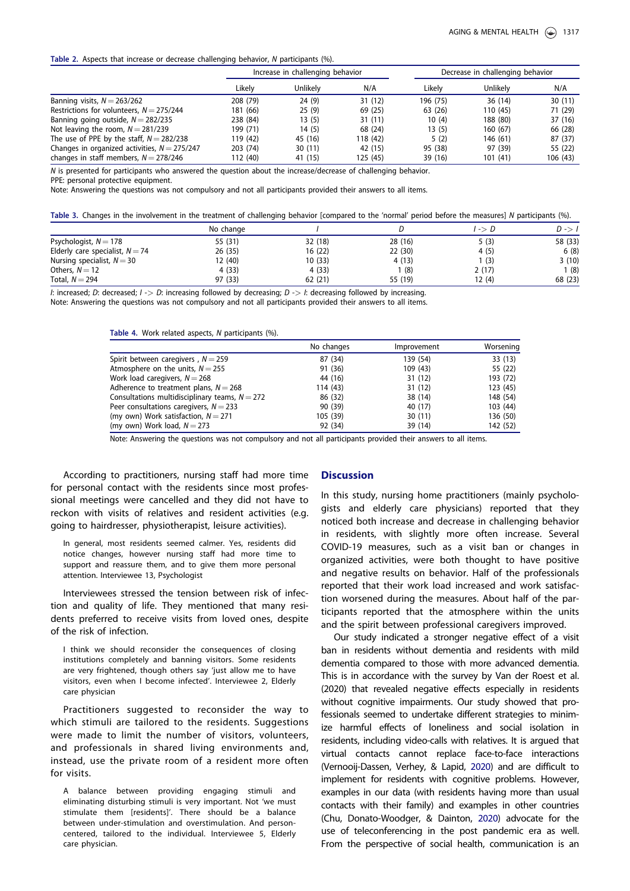**Table 2.** Aspects that increase or decrease challenging behavior, N participants (%).

| | Increase in challenging behavior | | | Decrease in challenging behavior | | |
|---|---|---|---|---|---|---|
| | Likely | Unlikely | N/A | Likely | Unlikely | N/A |
| Banning visits, $N = 263/262$ | 208 (79) | 24 (9) | 31 (12) | 196 (75) | 36 (14) | 30 (11) |
| Restrictions for volunteers, $N = 275/244$ | 181 (66) | 25 (9) | 69 (25) | 63 (26) | 110 (45) | 71 (29) |
| Banning going outside, $N = 282/235$ | 238 (84) | 13 (5) | 31 (11) | 10 (4) | 188 (80) | 37 (16) |
| Not leaving the room, $N = 281/239$ | 199 (71) | 14 (5) | 68 (24) | 13 (5) | 160 (67) | 66 (28) |
| The use of PPE by the staff, $N = 282/238$ | 119 (42) | 45 (16) | 118 (42) | 5 (2) | 146 (61) | 87 (37) |
| Changes in organized activities, $N = 275/247$ | 203 (74) | 30 (11) | 42 (15) | 95 (38) | 97 (39) | 55 (22) |
| changes in staff members, $N = 278/246$ | 112 (40) | 41 (15) | 125 (45) | 39 (16) | 101 (41) | 106 (43) |

N is presented for participants who answered the question about the increase/decrease of challenging behavior.
PPE: personal protective equipment.
Note: Answering the questions was not compulsory and not all participants provided their answers to all items.

**Table 3.** Changes in the involvement in the treatment of challenging behavior [compared to the 'normal' period before the measures] N participants (%).

| | No change | I | D | I -> D | D -> I |
|---|---|---|---|---|---|
| Psychologist, $N = 178$ | 55 (31) | 32 (18) | 28 (16) | 5 (3) | 58 (33) |
| Elderly care specialist, $N = 74$ | 26 (35) | 16 (22) | 22 (30) | 4 (5) | 6 (8) |
| Nursing specialist, $N = 30$ | 12 (40) | 10 (33) | 4 (13) | 1 (3) | 3 (10) |
| Others, $N = 12$ | 4 (33) | 4 (33) | 1 (8) | 2 (17) | 1 (8) |
| Total, $N = 294$ | 97 (33) | 62 (21) | 55 (19) | 12 (4) | 68 (23) |

*I*: increased; *D*: decreased; *I -> D*: increasing followed by decreasing; *D -> I*: decreasing followed by increasing.
Note: Answering the questions was not compulsory and not all participants provided their answers to all items.

**Table 4.** Work related aspects, N participants (%).

| | No changes | Improvement | Worsening |
|---|---|---|---|
| Spirit between caregivers , $N = 259$ | 87 (34) | 139 (54) | 33 (13) |
| Atmosphere on the units, $N = 255$ | 91 (36) | 109 (43) | 55 (22) |
| Work load caregivers, $N = 268$ | 44 (16) | 31 (12) | 193 (72) |
| Adherence to treatment plans, $N = 268$ | 114 (43) | 31 (12) | 123 (45) |
| Consultations multidisciplinary teams, $N = 272$ | 86 (32) | 38 (14) | 148 (54) |
| Peer consultations caregivers, $N = 233$ | 90 (39) | 40 (17) | 103 (44) |
| (my own) Work satisfaction, $N = 271$ | 105 (39) | 30 (11) | 136 (50) |
| (my own) Work load, $N = 273$ | 92 (34) | 39 (14) | 142 (52) |

Note: Answering the questions was not compulsory and not all participants provided their answers to all items.

According to practitioners, nursing staff had more time for personal contact with the residents since most professional meetings were cancelled and they did not have to reckon with visits of relatives and resident activities (e.g. going to hairdresser, physiotherapist, leisure activities).

> In general, most residents seemed calmer. Yes, residents did notice changes, however nursing staff had more time to support and reassure them, and to give them more personal attention. Interviewee 13, Psychologist

Interviewees stressed the tension between risk of infection and quality of life. They mentioned that many residents preferred to receive visits from loved ones, despite of the risk of infection.

> I think we should reconsider the consequences of closing institutions completely and banning visitors. Some residents are very frightened, though others say 'just allow me to have visitors, even when I become infected'. Interviewee 2, Elderly care physician

Practitioners suggested to reconsider the way to which stimuli are tailored to the residents. Suggestions were made to limit the number of visitors, volunteers, and professionals in shared living environments and, instead, use the private room of a resident more often for visits.

> A balance between providing engaging stimuli and eliminating disturbing stimuli is very important. Not 'we must stimulate them [residents]'. There should be a balance between under-stimulation and overstimulation. And person-centered, tailored to the individual. Interviewee 5, Elderly care physician.

## Discussion

In this study, nursing home practitioners (mainly psychologists and elderly care physicians) reported that they noticed both increase and decrease in challenging behavior in residents, with slightly more often increase. Several COVID-19 measures, such as a visit ban or changes in organized activities, were both thought to have positive and negative results on behavior. Half of the professionals reported that their work load increased and work satisfaction worsened during the measures. About half of the participants reported that the atmosphere within the units and the spirit between professional caregivers improved.

Our study indicated a stronger negative effect of a visit ban in residents without dementia and residents with mild dementia compared to those with more advanced dementia. This is in accordance with the survey by Van der Roest et al. (2020) that revealed negative effects especially in residents without cognitive impairments. Our study showed that professionals seemed to undertake different strategies to minimize harmful effects of loneliness and social isolation in residents, including video-calls with relatives. It is argued that virtual contacts cannot replace face-to-face interactions (Vernooij-Dassen, Verhey, & Lapid, 2020) and are difficult to implement for residents with cognitive problems. However, examples in our data (with residents having more than usual contacts with their family) and examples in other countries (Chu, Donato-Woodger, & Dainton, 2020) advocate for the use of teleconferencing in the post pandemic era as well. From the perspective of social health, communication is an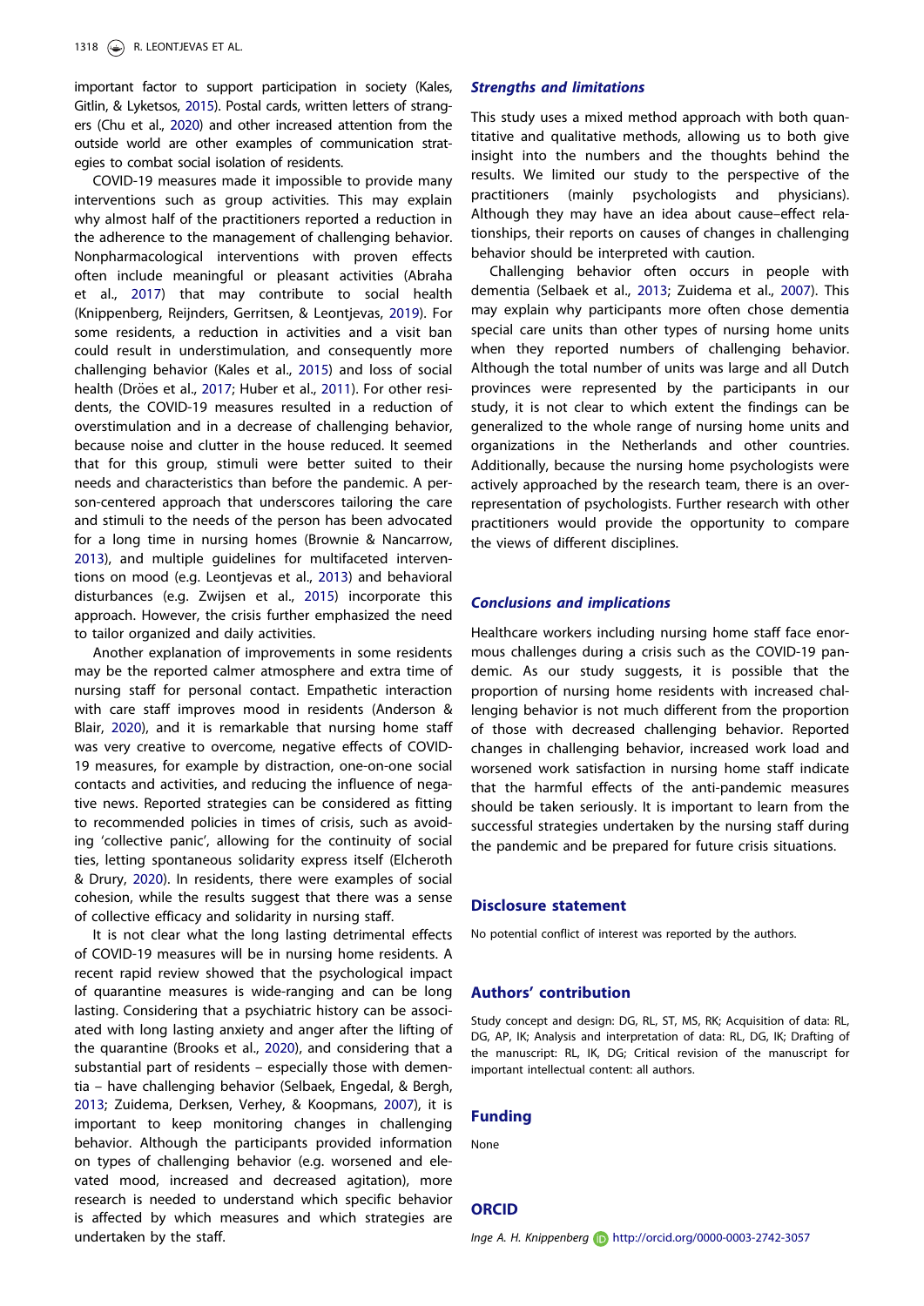important factor to support participation in society (Kales, Gitlin, & Lyketsos, 2015). Postal cards, written letters of strangers (Chu et al., 2020) and other increased attention from the outside world are other examples of communication strategies to combat social isolation of residents.

COVID-19 measures made it impossible to provide many interventions such as group activities. This may explain why almost half of the practitioners reported a reduction in the adherence to the management of challenging behavior. Nonpharmacological interventions with proven effects often include meaningful or pleasant activities (Abraha et al., 2017) that may contribute to social health (Knippenberg, Reijnders, Gerritsen, & Leontjevas, 2019). For some residents, a reduction in activities and a visit ban could result in understimulation, and consequently more challenging behavior (Kales et al., 2015) and loss of social health (Dröes et al., 2017; Huber et al., 2011). For other residents, the COVID-19 measures resulted in a reduction of overstimulation and in a decrease of challenging behavior, because noise and clutter in the house reduced. It seemed that for this group, stimuli were better suited to their needs and characteristics than before the pandemic. A person-centered approach that underscores tailoring the care and stimuli to the needs of the person has been advocated for a long time in nursing homes (Brownie & Nancarrow, 2013), and multiple guidelines for multifaceted interventions on mood (e.g. Leontjevas et al., 2013) and behavioral disturbances (e.g. Zwijsen et al., 2015) incorporate this approach. However, the crisis further emphasized the need to tailor organized and daily activities.

Another explanation of improvements in some residents may be the reported calmer atmosphere and extra time of nursing staff for personal contact. Empathetic interaction with care staff improves mood in residents (Anderson & Blair, 2020), and it is remarkable that nursing home staff was very creative to overcome, negative effects of COVID-19 measures, for example by distraction, one-on-one social contacts and activities, and reducing the influence of negative news. Reported strategies can be considered as fitting to recommended policies in times of crisis, such as avoiding 'collective panic', allowing for the continuity of social ties, letting spontaneous solidarity express itself (Elcheroth & Drury, 2020). In residents, there were examples of social cohesion, while the results suggest that there was a sense of collective efficacy and solidarity in nursing staff.

It is not clear what the long lasting detrimental effects of COVID-19 measures will be in nursing home residents. A recent rapid review showed that the psychological impact of quarantine measures is wide-ranging and can be long lasting. Considering that a psychiatric history can be associated with long lasting anxiety and anger after the lifting of the quarantine (Brooks et al., 2020), and considering that a substantial part of residents – especially those with dementia – have challenging behavior (Selbaek, Engedal, & Bergh, 2013; Zuidema, Derksen, Verhey, & Koopmans, 2007), it is important to keep monitoring changes in challenging behavior. Although the participants provided information on types of challenging behavior (e.g. worsened and elevated mood, increased and decreased agitation), more research is needed to understand which specific behavior is affected by which measures and which strategies are undertaken by the staff.

### *Strengths and limitations*

This study uses a mixed method approach with both quantitative and qualitative methods, allowing us to both give insight into the numbers and the thoughts behind the results. We limited our study to the perspective of the practitioners (mainly psychologists and physicians). Although they may have an idea about cause–effect relationships, their reports on causes of changes in challenging behavior should be interpreted with caution.

Challenging behavior often occurs in people with dementia (Selbaek et al., 2013; Zuidema et al., 2007). This may explain why participants more often chose dementia special care units than other types of nursing home units when they reported numbers of challenging behavior. Although the total number of units was large and all Dutch provinces were represented by the participants in our study, it is not clear to which extent the findings can be generalized to the whole range of nursing home units and organizations in the Netherlands and other countries. Additionally, because the nursing home psychologists were actively approached by the research team, there is an over-representation of psychologists. Further research with other practitioners would provide the opportunity to compare the views of different disciplines.

### *Conclusions and implications*

Healthcare workers including nursing home staff face enormous challenges during a crisis such as the COVID-19 pandemic. As our study suggests, it is possible that the proportion of nursing home residents with increased challenging behavior is not much different from the proportion of those with decreased challenging behavior. Reported changes in challenging behavior, increased work load and worsened work satisfaction in nursing home staff indicate that the harmful effects of the anti-pandemic measures should be taken seriously. It is important to learn from the successful strategies undertaken by the nursing staff during the pandemic and be prepared for future crisis situations.

## Disclosure statement

No potential conflict of interest was reported by the authors.

## Authors' contribution

Study concept and design: DG, RL, ST, MS, RK; Acquisition of data: RL, DG, AP, IK; Analysis and interpretation of data: RL, DG, IK; Drafting of the manuscript: RL, IK, DG; Critical revision of the manuscript for important intellectual content: all authors.

## Funding

None

## ORCID

*Inge A. H. Knippenberg* http://orcid.org/0000-0003-2742-3057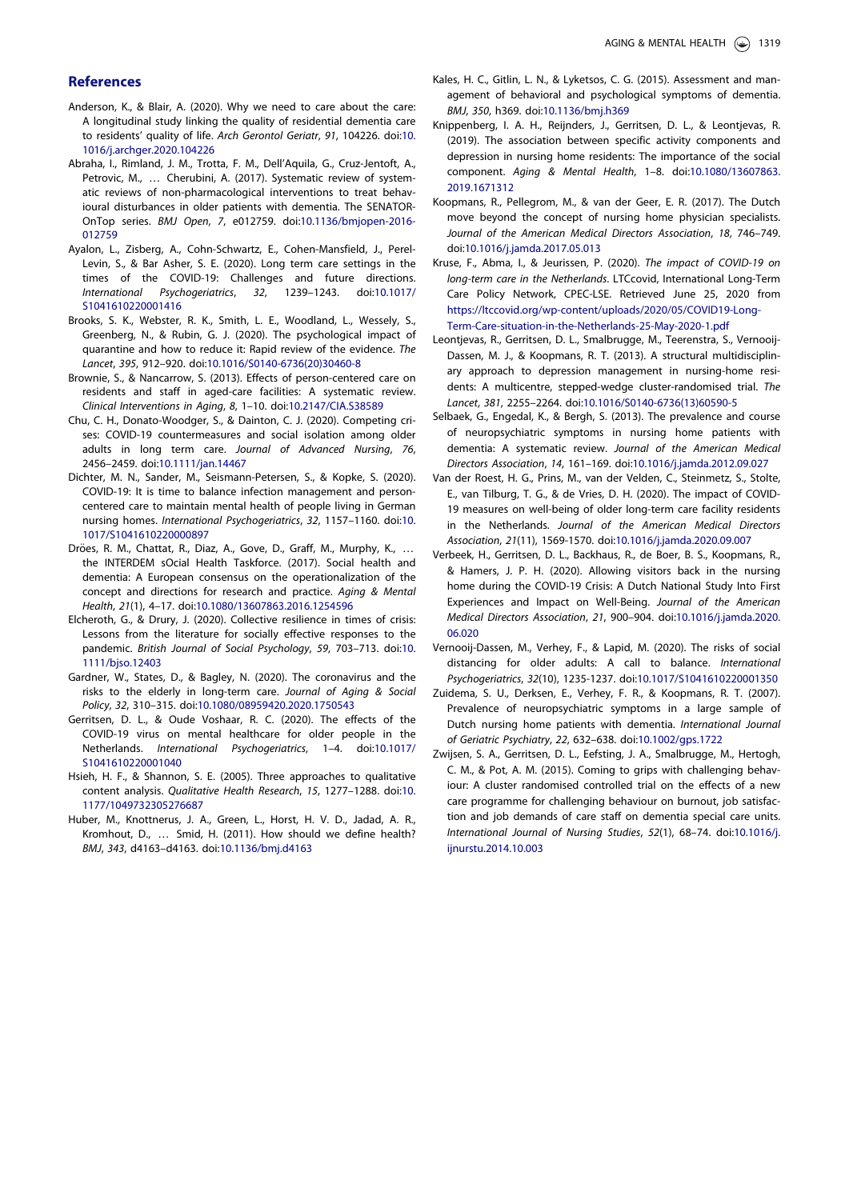## References

Anderson, K., & Blair, A. (2020). Why we need to care about the care: A longitudinal study linking the quality of residential dementia care to residents' quality of life. *Arch Gerontol Geriatr*, *91*, 104226. doi:10.1016/j.archger.2020.104226

Abraha, I., Rimland, J. M., Trotta, F. M., Dell'Aquila, G., Cruz-Jentoft, A., Petrovic, M., … Cherubini, A. (2017). Systematic review of systematic reviews of non-pharmacological interventions to treat behavioural disturbances in older patients with dementia. The SENATOR-OnTop series. *BMJ Open*, *7*, e012759. doi:10.1136/bmjopen-2016-012759

Ayalon, L., Zisberg, A., Cohn-Schwartz, E., Cohen-Mansfield, J., Perel-Levin, S., & Bar Asher, S. E. (2020). Long term care settings in the times of the COVID-19: Challenges and future directions. *International Psychogeriatrics*, *32*, 1239–1243. doi:10.1017/S1041610220001416

Brooks, S. K., Webster, R. K., Smith, L. E., Woodland, L., Wessely, S., Greenberg, N., & Rubin, G. J. (2020). The psychological impact of quarantine and how to reduce it: Rapid review of the evidence. *The Lancet*, *395*, 912–920. doi:10.1016/S0140-6736(20)30460-8

Brownie, S., & Nancarrow, S. (2013). Effects of person-centered care on residents and staff in aged-care facilities: A systematic review. *Clinical Interventions in Aging*, *8*, 1–10. doi:10.2147/CIA.S38589

Chu, C. H., Donato-Woodger, S., & Dainton, C. J. (2020). Competing crises: COVID-19 countermeasures and social isolation among older adults in long term care. *Journal of Advanced Nursing*, *76*, 2456–2459. doi:10.1111/jan.14467

Dichter, M. N., Sander, M., Seismann-Petersen, S., & Kopke, S. (2020). COVID-19: It is time to balance infection management and person-centered care to maintain mental health of people living in German nursing homes. *International Psychogeriatrics*, *32*, 1157–1160. doi:10.1017/S1041610220000897

Dröes, R. M., Chattat, R., Diaz, A., Gove, D., Graff, M., Murphy, K., … the INTERDEM sOcial Health Taskforce. (2017). Social health and dementia: A European consensus on the operationalization of the concept and directions for research and practice. *Aging & Mental Health*, *21*(1), 4–17. doi:10.1080/13607863.2016.1254596

Elcheroth, G., & Drury, J. (2020). Collective resilience in times of crisis: Lessons from the literature for socially effective responses to the pandemic. *British Journal of Social Psychology*, *59*, 703–713. doi:10.1111/bjso.12403

Gardner, W., States, D., & Bagley, N. (2020). The coronavirus and the risks to the elderly in long-term care. *Journal of Aging & Social Policy*, *32*, 310–315. doi:10.1080/08959420.2020.1750543

Gerritsen, D. L., & Oude Voshaar, R. C. (2020). The effects of the COVID-19 virus on mental healthcare for older people in the Netherlands. *International Psychogeriatrics*, 1–4. doi:10.1017/S1041610220001040

Hsieh, H. F., & Shannon, S. E. (2005). Three approaches to qualitative content analysis. *Qualitative Health Research*, *15*, 1277–1288. doi:10.1177/1049732305276687

Huber, M., Knottnerus, J. A., Green, L., Horst, H. V. D., Jadad, A. R., Kromhout, D., … Smid, H. (2011). How should we define health? *BMJ*, *343*, d4163–d4163. doi:10.1136/bmj.d4163

Kales, H. C., Gitlin, L. N., & Lyketsos, C. G. (2015). Assessment and management of behavioral and psychological symptoms of dementia. *BMJ*, *350*, h369. doi:10.1136/bmj.h369

Knippenberg, I. A. H., Reijnders, J., Gerritsen, D. L., & Leontjevas, R. (2019). The association between specific activity components and depression in nursing home residents: The importance of the social component. *Aging & Mental Health*, 1–8. doi:10.1080/13607863.2019.1671312

Koopmans, R., Pellegrom, M., & van der Geer, E. R. (2017). The Dutch move beyond the concept of nursing home physician specialists. *Journal of the American Medical Directors Association*, *18*, 746–749. doi:10.1016/j.jamda.2017.05.013

Kruse, F., Abma, I., & Jeurissen, P. (2020). *The impact of COVID-19 on long-term care in the Netherlands*. LTCcovid, International Long-Term Care Policy Network, CPEC-LSE. Retrieved June 25, 2020 from https://ltccovid.org/wp-content/uploads/2020/05/COVID19-Long-Term-Care-situation-in-the-Netherlands-25-May-2020-1.pdf

Leontjevas, R., Gerritsen, D. L., Smalbrugge, M., Teerenstra, S., Vernooij-Dassen, M. J., & Koopmans, R. T. (2013). A structural multidisciplinary approach to depression management in nursing-home residents: A multicentre, stepped-wedge cluster-randomised trial. *The Lancet*, *381*, 2255–2264. doi:10.1016/S0140-6736(13)60590-5

Selbaek, G., Engedal, K., & Bergh, S. (2013). The prevalence and course of neuropsychiatric symptoms in nursing home patients with dementia: A systematic review. *Journal of the American Medical Directors Association*, *14*, 161–169. doi:10.1016/j.jamda.2012.09.027

Van der Roest, H. G., Prins, M., van der Velden, C., Steinmetz, S., Stolte, E., van Tilburg, T. G., & de Vries, D. H. (2020). The impact of COVID-19 measures on well-being of older long-term care facility residents in the Netherlands. *Journal of the American Medical Directors Association*, *21*(11), 1569-1570. doi:10.1016/j.jamda.2020.09.007

Verbeek, H., Gerritsen, D. L., Backhaus, R., de Boer, B. S., Koopmans, R., & Hamers, J. P. H. (2020). Allowing visitors back in the nursing home during the COVID-19 Crisis: A Dutch National Study Into First Experiences and Impact on Well-Being. *Journal of the American Medical Directors Association*, *21*, 900–904. doi:10.1016/j.jamda.2020.06.020

Vernooij-Dassen, M., Verhey, F., & Lapid, M. (2020). The risks of social distancing for older adults: A call to balance. *International Psychogeriatrics*, *32*(10), 1235-1237. doi:10.1017/S1041610220001350

Zuidema, S. U., Derksen, E., Verhey, F. R., & Koopmans, R. T. (2007). Prevalence of neuropsychiatric symptoms in a large sample of Dutch nursing home patients with dementia. *International Journal of Geriatric Psychiatry*, *22*, 632–638. doi:10.1002/gps.1722

Zwijsen, S. A., Gerritsen, D. L., Eefsting, J. A., Smalbrugge, M., Hertogh, C. M., & Pot, A. M. (2015). Coming to grips with challenging behaviour: A cluster randomised controlled trial on the effects of a new care programme for challenging behaviour on burnout, job satisfaction and job demands of care staff on dementia special care units. *International Journal of Nursing Studies*, *52*(1), 68–74. doi:10.1016/j.ijnurstu.2014.10.003